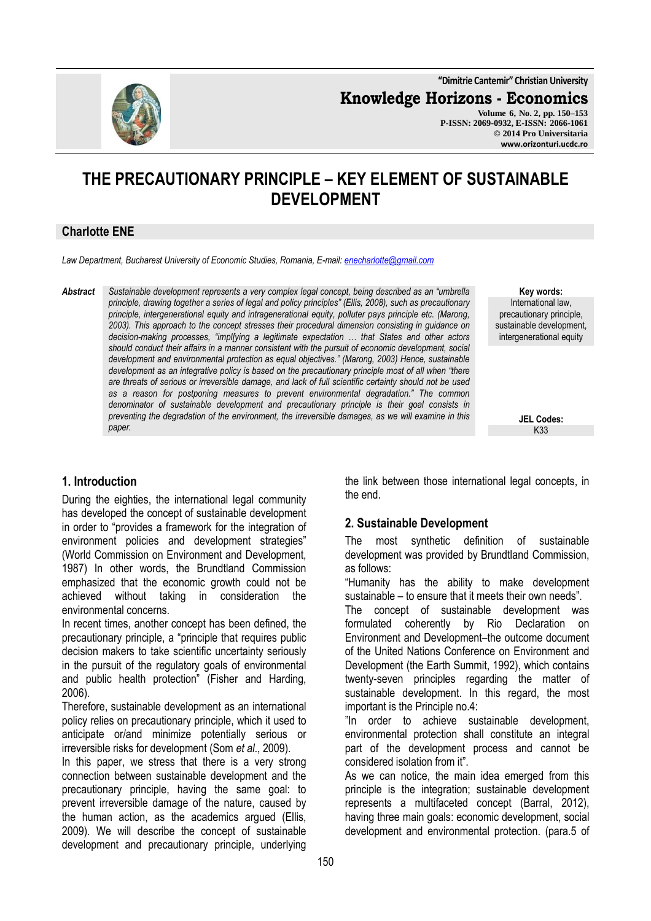# THE PRECAUTIONARY PRINCIPLE – KEY ELEMENT OF SUSTAINABLE DEVELOPMENT

**Charlotte ENE**

*Law Department, Bucharest University of Economic Studies, Romania, E-mail: enecharlotte@gmail.com*

***Abstract*** *Sustainable development represents a very complex legal concept, being described as an "umbrella principle, drawing together a series of legal and policy principles" (Ellis, 2008), such as precautionary principle, intergenerational equity and intragenerational equity, polluter pays principle etc. (Marong, 2003). This approach to the concept stresses their procedural dimension consisting in guidance on decision-making processes, "impl[ying a legitimate expectation … that States and other actors should conduct their affairs in a manner consistent with the pursuit of economic development, social development and environmental protection as equal objectives." (Marong, 2003) Hence, sustainable development as an integrative policy is based on the precautionary principle most of all when "there are threats of serious or irreversible damage, and lack of full scientific certainty should not be used as a reason for postponing measures to prevent environmental degradation." The common denominator of sustainable development and precautionary principle is their goal consists in preventing the degradation of the environment, the irreversible damages, as we will examine in this paper.*

**Key words:** International law, precautionary principle, sustainable development, intergenerational equity

**JEL Codes:** K33

## 1. Introduction

During the eighties, the international legal community has developed the concept of sustainable development in order to "provides a framework for the integration of environment policies and development strategies" (World Commission on Environment and Development, 1987) In other words, the Brundtland Commission emphasized that the economic growth could not be achieved without taking in consideration the environmental concerns.

In recent times, another concept has been defined, the precautionary principle, a "principle that requires public decision makers to take scientific uncertainty seriously in the pursuit of the regulatory goals of environmental and public health protection" (Fisher and Harding, 2006).

Therefore, sustainable development as an international policy relies on precautionary principle, which it used to anticipate or/and minimize potentially serious or irreversible risks for development (Som *et al*., 2009).

In this paper, we stress that there is a very strong connection between sustainable development and the precautionary principle, having the same goal: to prevent irreversible damage of the nature, caused by the human action, as the academics argued (Ellis, 2009). We will describe the concept of sustainable development and precautionary principle, underlying the link between those international legal concepts, in the end.

## 2. Sustainable Development

The most synthetic definition of sustainable development was provided by Brundtland Commission, as follows:

"Humanity has the ability to make development sustainable – to ensure that it meets their own needs".

The concept of sustainable development was formulated coherently by Rio Declaration on Environment and Development–the outcome document of the United Nations Conference on Environment and Development (the Earth Summit, 1992), which contains twenty-seven principles regarding the matter of sustainable development. In this regard, the most important is the Principle no.4:

"In order to achieve sustainable development, environmental protection shall constitute an integral part of the development process and cannot be considered isolation from it".

As we can notice, the main idea emerged from this principle is the integration; sustainable development represents a multifaceted concept (Barral, 2012), having three main goals: economic development, social development and environmental protection. (para.5 of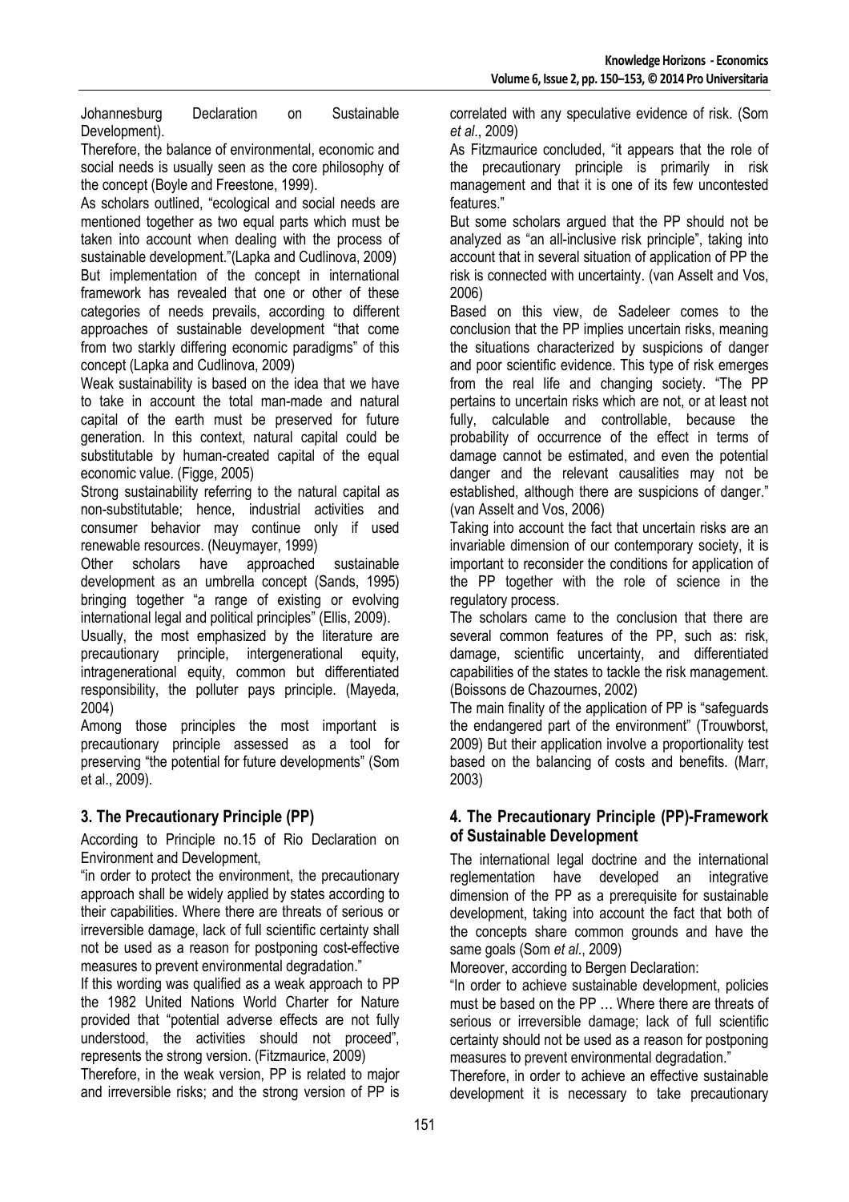Johannesburg Declaration on Sustainable Development).

Therefore, the balance of environmental, economic and social needs is usually seen as the core philosophy of the concept (Boyle and Freestone, 1999).

As scholars outlined, "ecological and social needs are mentioned together as two equal parts which must be taken into account when dealing with the process of sustainable development."(Lapka and Cudlinova, 2009)

But implementation of the concept in international framework has revealed that one or other of these categories of needs prevails, according to different approaches of sustainable development "that come from two starkly differing economic paradigms" of this concept (Lapka and Cudlinova, 2009)

Weak sustainability is based on the idea that we have to take in account the total man-made and natural capital of the earth must be preserved for future generation. In this context, natural capital could be substitutable by human-created capital of the equal economic value. (Figge, 2005)

Strong sustainability referring to the natural capital as non-substitutable; hence, industrial activities and consumer behavior may continue only if used renewable resources. (Neuymayer, 1999)

Other scholars have approached sustainable development as an umbrella concept (Sands, 1995) bringing together "a range of existing or evolving international legal and political principles" (Ellis, 2009).

Usually, the most emphasized by the literature are precautionary principle, intergenerational equity, intragenerational equity, common but differentiated responsibility, the polluter pays principle. (Mayeda, 2004)

Among those principles the most important is precautionary principle assessed as a tool for preserving "the potential for future developments" (Som et al., 2009).

## 3. The Precautionary Principle (PP)

According to Principle no.15 of Rio Declaration on Environment and Development,

"in order to protect the environment, the precautionary approach shall be widely applied by states according to their capabilities. Where there are threats of serious or irreversible damage, lack of full scientific certainty shall not be used as a reason for postponing cost-effective measures to prevent environmental degradation."

If this wording was qualified as a weak approach to PP the 1982 United Nations World Charter for Nature provided that "potential adverse effects are not fully understood, the activities should not proceed", represents the strong version. (Fitzmaurice, 2009)

Therefore, in the weak version, PP is related to major and irreversible risks; and the strong version of PP is correlated with any speculative evidence of risk. (Som *et al*., 2009)

As Fitzmaurice concluded, "it appears that the role of the precautionary principle is primarily in risk management and that it is one of its few uncontested features."

But some scholars argued that the PP should not be analyzed as "an all-inclusive risk principle", taking into account that in several situation of application of PP the risk is connected with uncertainty. (van Asselt and Vos, 2006)

Based on this view, de Sadeleer comes to the conclusion that the PP implies uncertain risks, meaning the situations characterized by suspicions of danger and poor scientific evidence. This type of risk emerges from the real life and changing society. "The PP pertains to uncertain risks which are not, or at least not fully, calculable and controllable, because the probability of occurrence of the effect in terms of damage cannot be estimated, and even the potential danger and the relevant causalities may not be established, although there are suspicions of danger." (van Asselt and Vos, 2006)

Taking into account the fact that uncertain risks are an invariable dimension of our contemporary society, it is important to reconsider the conditions for application of the PP together with the role of science in the regulatory process.

The scholars came to the conclusion that there are several common features of the PP, such as: risk, damage, scientific uncertainty, and differentiated capabilities of the states to tackle the risk management. (Boissons de Chazournes, 2002)

The main finality of the application of PP is "safeguards the endangered part of the environment" (Trouwborst, 2009) But their application involve a proportionality test based on the balancing of costs and benefits. (Marr, 2003)

## 4. The Precautionary Principle (PP)-Framework of Sustainable Development

The international legal doctrine and the international reglementation have developed an integrative dimension of the PP as a prerequisite for sustainable development, taking into account the fact that both of the concepts share common grounds and have the same goals (Som *et al*., 2009)

Moreover, according to Bergen Declaration:

"In order to achieve sustainable development, policies must be based on the PP … Where there are threats of serious or irreversible damage; lack of full scientific certainty should not be used as a reason for postponing measures to prevent environmental degradation."

Therefore, in order to achieve an effective sustainable development it is necessary to take precautionary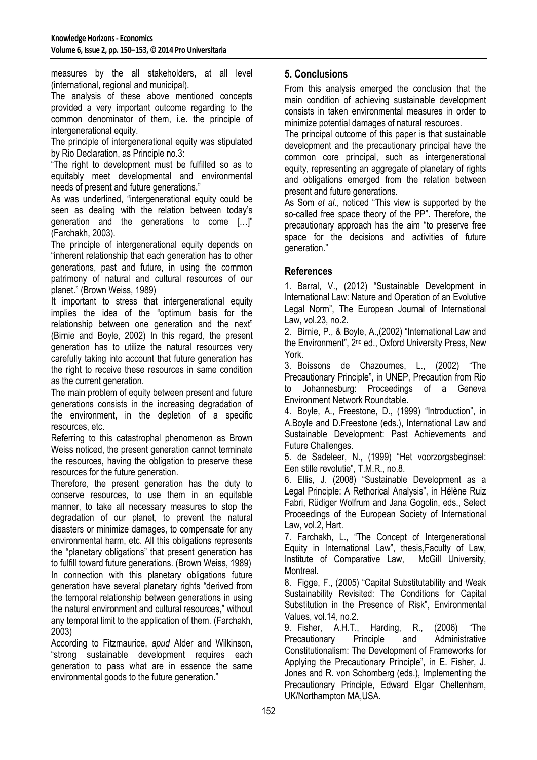measures by the all stakeholders, at all level (international, regional and municipal).

The analysis of these above mentioned concepts provided a very important outcome regarding to the common denominator of them, i.e. the principle of intergenerational equity.

The principle of intergenerational equity was stipulated by Rio Declaration, as Principle no.3:

"The right to development must be fulfilled so as to equitably meet developmental and environmental needs of present and future generations."

As was underlined, "intergenerational equity could be seen as dealing with the relation between today's generation and the generations to come […]" (Farchakh, 2003).

The principle of intergenerational equity depends on "inherent relationship that each generation has to other generations, past and future, in using the common patrimony of natural and cultural resources of our planet." (Brown Weiss, 1989)

It important to stress that intergenerational equity implies the idea of the "optimum basis for the relationship between one generation and the next" (Birnie and Boyle, 2002) In this regard, the present generation has to utilize the natural resources very carefully taking into account that future generation has the right to receive these resources in same condition as the current generation.

The main problem of equity between present and future generations consists in the increasing degradation of the environment, in the depletion of a specific resources, etc.

Referring to this catastrophal phenomenon as Brown Weiss noticed, the present generation cannot terminate the resources, having the obligation to preserve these resources for the future generation.

Therefore, the present generation has the duty to conserve resources, to use them in an equitable manner, to take all necessary measures to stop the degradation of our planet, to prevent the natural disasters or minimize damages, to compensate for any environmental harm, etc. All this obligations represents the "planetary obligations" that present generation has to fulfill toward future generations. (Brown Weiss, 1989)

In connection with this planetary obligations future generation have several planetary rights "derived from the temporal relationship between generations in using the natural environment and cultural resources," without any temporal limit to the application of them. (Farchakh, 2003)

According to Fitzmaurice, *apud* Alder and Wilkinson, "strong sustainable development requires each generation to pass what are in essence the same environmental goods to the future generation."

## 5. Conclusions

From this analysis emerged the conclusion that the main condition of achieving sustainable development consists in taken environmental measures in order to minimize potential damages of natural resources.

The principal outcome of this paper is that sustainable development and the precautionary principal have the common core principal, such as intergenerational equity, representing an aggregate of planetary of rights and obligations emerged from the relation between present and future generations.

As Som *et al*., noticed "This view is supported by the so-called free space theory of the PP". Therefore, the precautionary approach has the aim "to preserve free space for the decisions and activities of future generation."

## References

1. Barral, V., (2012) "Sustainable Development in International Law: Nature and Operation of an Evolutive Legal Norm", The European Journal of International Law, vol.23, no.2.
2. Birnie, P., & Boyle, A.,(2002) "International Law and the Environment", 2nd ed., Oxford University Press, New York.
3. Boissons de Chazournes, L., (2002) "The Precautionary Principle", in UNEP, Precaution from Rio to Johannesburg: Proceedings of a Geneva Environment Network Roundtable.
4. Boyle, A., Freestone, D., (1999) "Introduction", in A.Boyle and D.Freestone (eds.), International Law and Sustainable Development: Past Achievements and Future Challenges.
5. de Sadeleer, N., (1999) "Het voorzorgsbeginsel: Een stille revolutie", T.M.R., no.8.
6. Ellis, J. (2008) "Sustainable Development as a Legal Principle: A Rethorical Analysis", in Hélène Ruiz Fabri, Rüdiger Wolfrum and Jana Gogolin, eds., Select Proceedings of the European Society of International Law, vol.2, Hart.
7. Farchakh, L., "The Concept of Intergenerational Equity in International Law", thesis,Faculty of Law, Institute of Comparative Law, McGill University, Montreal.
8. Figge, F., (2005) "Capital Substitutability and Weak Sustainability Revisited: The Conditions for Capital Substitution in the Presence of Risk", Environmental Values, vol.14, no.2.
9. Fisher, A.H.T., Harding, R., (2006) "The Precautionary Principle and Administrative Constitutionalism: The Development of Frameworks for Applying the Precautionary Principle", in E. Fisher, J. Jones and R. von Schomberg (eds.), Implementing the Precautionary Principle, Edward Elgar Cheltenham, UK/Northampton MA,USA.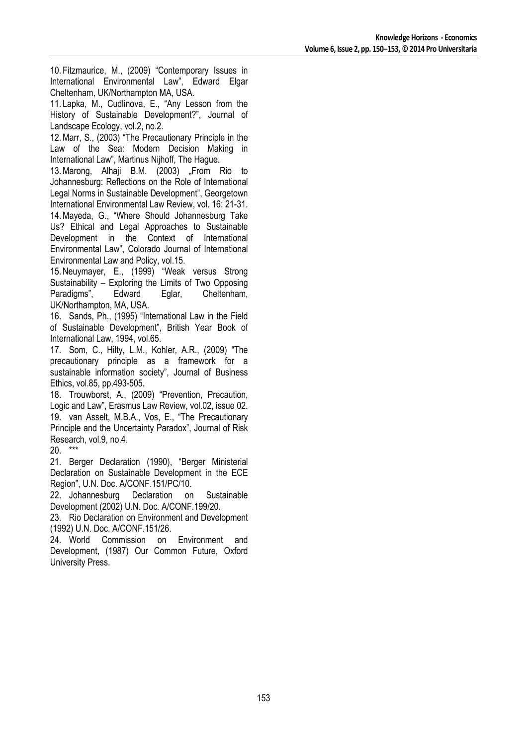10. Fitzmaurice, M., (2009) "Contemporary Issues in International Environmental Law", Edward Elgar Cheltenham, UK/Northampton MA, USA.

11. Lapka, M., Cudlinova, E., "Any Lesson from the History of Sustainable Development?", Journal of Landscape Ecology, vol.2, no.2.

12. Marr, S., (2003) "The Precautionary Principle in the Law of the Sea: Modern Decision Making in International Law", Martinus Nijhoff, The Hague.

13. Marong, Alhaji B.M. (2003) „From Rio to Johannesburg: Reflections on the Role of International Legal Norms in Sustainable Development", Georgetown International Environmental Law Review, vol. 16: 21-31.

14. Mayeda, G., "Where Should Johannesburg Take Us? Ethical and Legal Approaches to Sustainable Development in the Context of International Environmental Law", Colorado Journal of International Environmental Law and Policy, vol.15.

15. Neuymayer, E., (1999) "Weak versus Strong Sustainability – Exploring the Limits of Two Opposing Paradigms", Edward Eglar, Cheltenham, UK/Northampton, MA, USA.

16. Sands, Ph., (1995) "International Law in the Field of Sustainable Development", British Year Book of International Law, 1994, vol.65.

17. Som, C., Hilty, L.M., Kohler, A.R., (2009) "The precautionary principle as a framework for a sustainable information society", Journal of Business Ethics, vol.85, pp.493-505.

18. Trouwborst, A., (2009) "Prevention, Precaution, Logic and Law", Erasmus Law Review, vol.02, issue 02.

19. van Asselt, M.B.A., Vos, E., "The Precautionary Principle and the Uncertainty Paradox", Journal of Risk Research, vol.9, no.4.

20. ***

21. Berger Declaration (1990), "Berger Ministerial Declaration on Sustainable Development in the ECE Region", U.N. Doc. A/CONF.151/PC/10.

22. Johannesburg Declaration on Sustainable Development (2002) U.N. Doc. A/CONF.199/20.

23. Rio Declaration on Environment and Development (1992) U.N. Doc. A/CONF.151/26.

24. World Commission on Environment and Development, (1987) Our Common Future, Oxford University Press.